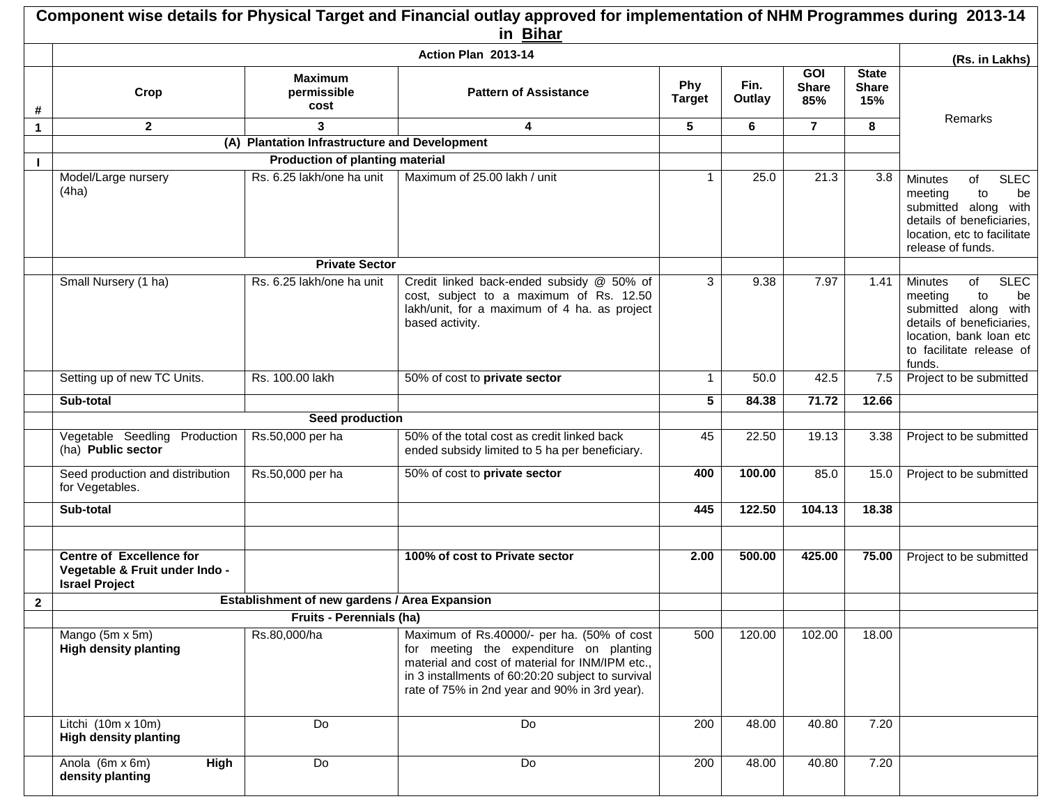# Component wise details for Physical Target and Financial outlay approved for implementation of NHM Programmes during 2013-14 in Bihar

| | Action Plan 2013-14 | | | | | | | (Rs. in Lakhs) |
|---|---|---|---|---|---|---|---|---|
| # | Crop | Maximum permissible cost | Pattern of Assistance | Phy Target | Fin. Outlay | GOI Share 85% | State Share 15% | Remarks |
| 1 | 2 | 3 | 4 | 5 | 6 | 7 | 8 | |
| | **(A) Plantation Infrastructure and Development** | | | | | | | |
| I | **Production of planting material** | | | | | | | |
| | Model/Large nursery (4ha) | Rs. 6.25 lakh/one ha unit | Maximum of 25.00 lakh / unit | 1 | 25.0 | 21.3 | 3.8 | Minutes of SLEC meeting to be submitted along with details of beneficiaries, location, etc to facilitate release of funds. |
| | **Private Sector** | | | | | | | |
| | Small Nursery (1 ha) | Rs. 6.25 lakh/one ha unit | Credit linked back-ended subsidy @ 50% of cost, subject to a maximum of Rs. 12.50 lakh/unit, for a maximum of 4 ha. as project based activity. | 3 | 9.38 | 7.97 | 1.41 | Minutes of SLEC meeting to be submitted along with details of beneficiaries, location, bank loan etc to facilitate release of funds. |
| | Setting up of new TC Units. | Rs. 100.00 lakh | 50% of cost to **private sector** | 1 | 50.0 | 42.5 | 7.5 | Project to be submitted |
| | **Sub-total** | | | **5** | **84.38** | **71.72** | **12.66** | |
| | **Seed production** | | | | | | | |
| | Vegetable Seedling Production (ha) **Public sector** | Rs.50,000 per ha | 50% of the total cost as credit linked back ended subsidy limited to 5 ha per beneficiary. | 45 | 22.50 | 19.13 | 3.38 | Project to be submitted |
| | Seed production and distribution for Vegetables. | Rs.50,000 per ha | 50% of cost to **private sector** | **400** | **100.00** | 85.0 | 15.0 | Project to be submitted |
| | **Sub-total** | | | **445** | **122.50** | **104.13** | **18.38** | |
| | | | | | | | | |
| | **Centre of Excellence for Vegetable & Fruit under Indo - Israel Project** | | **100% of cost to Private sector** | **2.00** | **500.00** | **425.00** | **75.00** | Project to be submitted |
| 2 | **Establishment of new gardens / Area Expansion** | | | | | | | |
| | **Fruits - Perennials (ha)** | | | | | | | |
| | Mango (5m x 5m) **High density planting** | Rs.80,000/ha | Maximum of Rs.40000/- per ha. (50% of cost for meeting the expenditure on planting material and cost of material for INM/IPM etc., in 3 installments of 60:20:20 subject to survival rate of 75% in 2nd year and 90% in 3rd year). | 500 | 120.00 | 102.00 | 18.00 | |
| | Litchi (10m x 10m) **High density planting** | Do | Do | 200 | 48.00 | 40.80 | 7.20 | |
| | Anola (6m x 6m) **High density planting** | Do | Do | 200 | 48.00 | 40.80 | 7.20 | |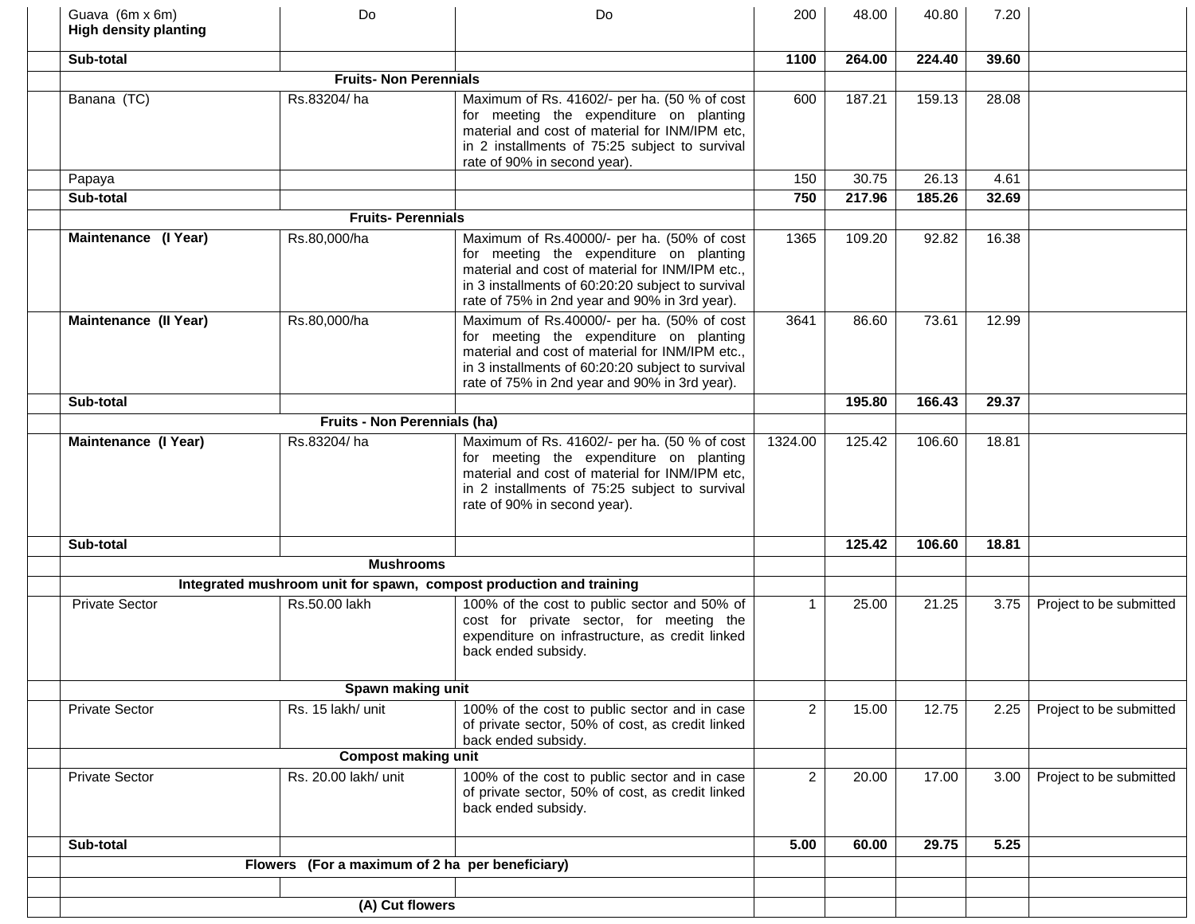| | | | | | | | | |
|---|---|---|---|---|---|---|---|---|
| | Guava (6m x 6m) **High density planting** | Do | Do | 200 | 48.00 | 40.80 | 7.20 | |
| | **Sub-total** | | | **1100** | **264.00** | **224.40** | **39.60** | |
| | **Fruits- Non Perennials** | | | | | | | |
| | Banana (TC) | Rs.83204/ ha | Maximum of Rs. 41602/- per ha. (50 % of cost for meeting the expenditure on planting material and cost of material for INM/IPM etc, in 2 installments of 75:25 subject to survival rate of 90% in second year). | 600 | 187.21 | 159.13 | 28.08 | |
| | Papaya | | | 150 | 30.75 | 26.13 | 4.61 | |
| | **Sub-total** | | | **750** | **217.96** | **185.26** | **32.69** | |
| | **Fruits- Perennials** | | | | | | | |
| | **Maintenance (I Year)** | Rs.80,000/ha | Maximum of Rs.40000/- per ha. (50% of cost for meeting the expenditure on planting material and cost of material for INM/IPM etc., in 3 installments of 60:20:20 subject to survival rate of 75% in 2nd year and 90% in 3rd year). | 1365 | 109.20 | 92.82 | 16.38 | |
| | **Maintenance (II Year)** | Rs.80,000/ha | Maximum of Rs.40000/- per ha. (50% of cost for meeting the expenditure on planting material and cost of material for INM/IPM etc., in 3 installments of 60:20:20 subject to survival rate of 75% in 2nd year and 90% in 3rd year). | 3641 | 86.60 | 73.61 | 12.99 | |
| | **Sub-total** | | | | **195.80** | **166.43** | **29.37** | |
| | **Fruits - Non Perennials (ha)** | | | | | | | |
| | **Maintenance (I Year)** | Rs.83204/ ha | Maximum of Rs. 41602/- per ha. (50 % of cost for meeting the expenditure on planting material and cost of material for INM/IPM etc, in 2 installments of 75:25 subject to survival rate of 90% in second year). | 1324.00 | 125.42 | 106.60 | 18.81 | |
| | **Sub-total** | | | | **125.42** | **106.60** | **18.81** | |
| | **Mushrooms** | | | | | | | |
| | **Integrated mushroom unit for spawn, compost production and training** | | | | | | | |
| | Private Sector | Rs.50.00 lakh | 100% of the cost to public sector and 50% of cost for private sector, for meeting the expenditure on infrastructure, as credit linked back ended subsidy. | 1 | 25.00 | 21.25 | 3.75 | Project to be submitted |
| | **Spawn making unit** | | | | | | | |
| | Private Sector | Rs. 15 lakh/ unit | 100% of the cost to public sector and in case of private sector, 50% of cost, as credit linked back ended subsidy. | 2 | 15.00 | 12.75 | 2.25 | Project to be submitted |
| | **Compost making unit** | | | | | | | |
| | Private Sector | Rs. 20.00 lakh/ unit | 100% of the cost to public sector and in case of private sector, 50% of cost, as credit linked back ended subsidy. | 2 | 20.00 | 17.00 | 3.00 | Project to be submitted |
| | **Sub-total** | | | **5.00** | **60.00** | **29.75** | **5.25** | |
| | **Flowers (For a maximum of 2 ha per beneficiary)** | | | | | | | |
| | | | | | | | | |
| | **(A) Cut flowers** | | | | | | | |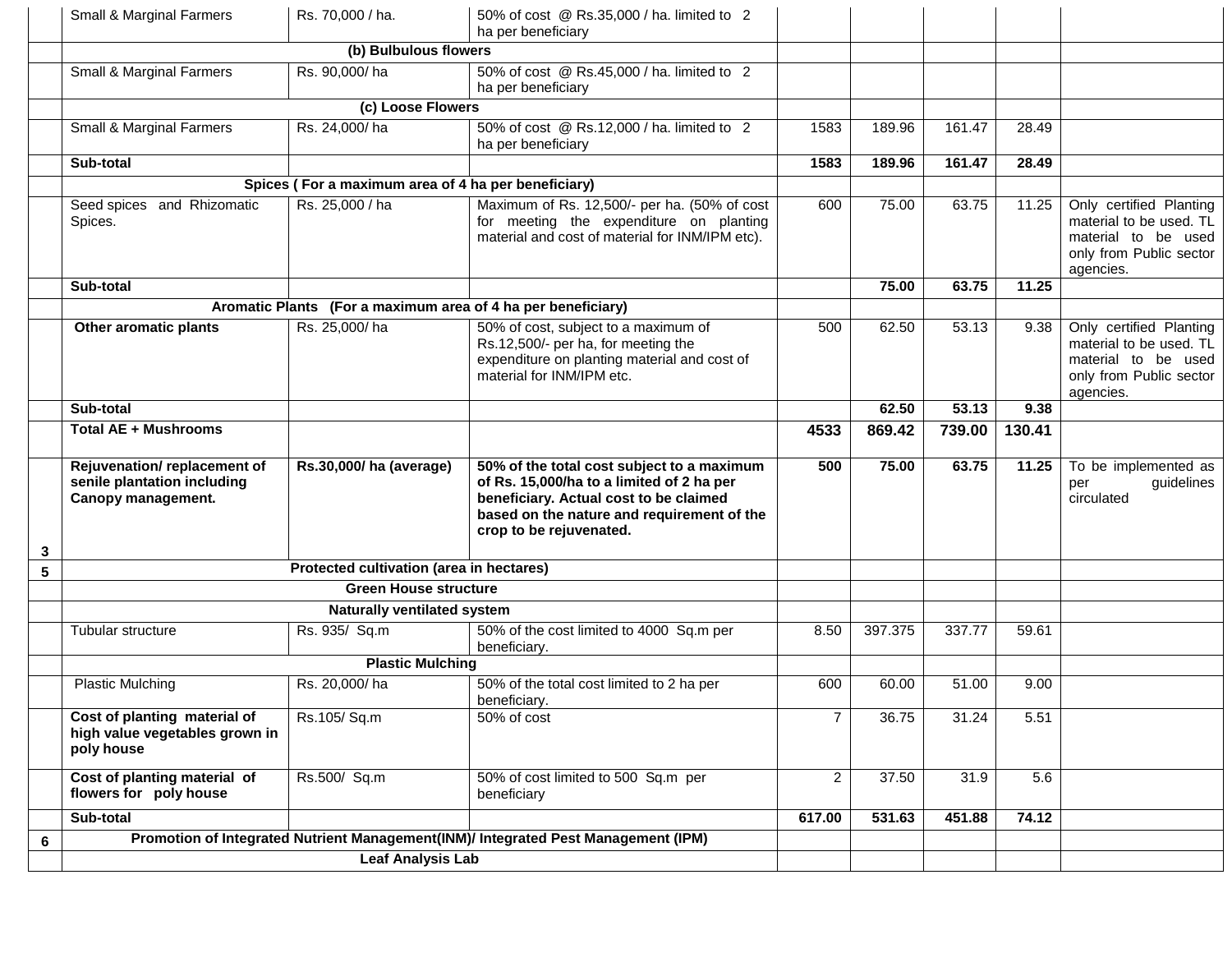| | | | | | | | | |
|---|---|---|---|---|---|---|---|---|
| | Small & Marginal Farmers | Rs. 70,000 / ha. | 50% of cost @ Rs.35,000 / ha. limited to 2 ha per beneficiary | | | | | |
| | (b) Bulbulous flowers | | | | | | | |
| | Small & Marginal Farmers | Rs. 90,000/ ha | 50% of cost @ Rs.45,000 / ha. limited to 2 ha per beneficiary | | | | | |
| | (c) Loose Flowers | | | | | | | |
| | Small & Marginal Farmers | Rs. 24,000/ ha | 50% of cost @ Rs.12,000 / ha. limited to 2 ha per beneficiary | 1583 | 189.96 | 161.47 | 28.49 | |
| | **Sub-total** | | | **1583** | **189.96** | **161.47** | **28.49** | |
| | **Spices ( For a maximum area of 4 ha per beneficiary)** | | | | | | | |
| | Seed spices and Rhizomatic Spices. | Rs. 25,000 / ha | Maximum of Rs. 12,500/- per ha. (50% of cost for meeting the expenditure on planting material and cost of material for INM/IPM etc). | 600 | 75.00 | 63.75 | 11.25 | Only certified Planting material to be used. TL material to be used only from Public sector agencies. |
| | **Sub-total** | | | | **75.00** | **63.75** | **11.25** | |
| | **Aromatic Plants (For a maximum area of 4 ha per beneficiary)** | | | | | | | |
| | **Other aromatic plants** | Rs. 25,000/ ha | 50% of cost, subject to a maximum of Rs.12,500/- per ha, for meeting the expenditure on planting material and cost of material for INM/IPM etc. | 500 | 62.50 | 53.13 | 9.38 | Only certified Planting material to be used. TL material to be used only from Public sector agencies. |
| | **Sub-total** | | | | **62.50** | **53.13** | **9.38** | |
| | **Total AE + Mushrooms** | | | **4533** | **869.42** | **739.00** | **130.41** | |
| **3** | **Rejuvenation/ replacement of senile plantation including Canopy management.** | **Rs.30,000/ ha (average)** | **50% of the total cost subject to a maximum of Rs. 15,000/ha to a limited of 2 ha per beneficiary. Actual cost to be claimed based on the nature and requirement of the crop to be rejuvenated.** | **500** | **75.00** | **63.75** | **11.25** | To be implemented as per guidelines circulated |
| **5** | **Protected cultivation (area in hectares)** | | | | | | | |
| | **Green House structure** | | | | | | | |
| | **Naturally ventilated system** | | | | | | | |
| | Tubular structure | Rs. 935/ Sq.m | 50% of the cost limited to 4000 Sq.m per beneficiary. | 8.50 | 397.375 | 337.77 | 59.61 | |
| | **Plastic Mulching** | | | | | | | |
| | Plastic Mulching | Rs. 20,000/ ha | 50% of the total cost limited to 2 ha per beneficiary. | 600 | 60.00 | 51.00 | 9.00 | |
| | **Cost of planting material of high value vegetables grown in poly house** | Rs.105/ Sq.m | 50% of cost | 7 | 36.75 | 31.24 | 5.51 | |
| | **Cost of planting material of flowers for poly house** | Rs.500/ Sq.m | 50% of cost limited to 500 Sq.m per beneficiary | 2 | 37.50 | 31.9 | 5.6 | |
| | **Sub-total** | | | **617.00** | **531.63** | **451.88** | **74.12** | |
| **6** | **Promotion of Integrated Nutrient Management(INM)/ Integrated Pest Management (IPM)** | | | | | | | |
| | **Leaf Analysis Lab** | | | | | | | |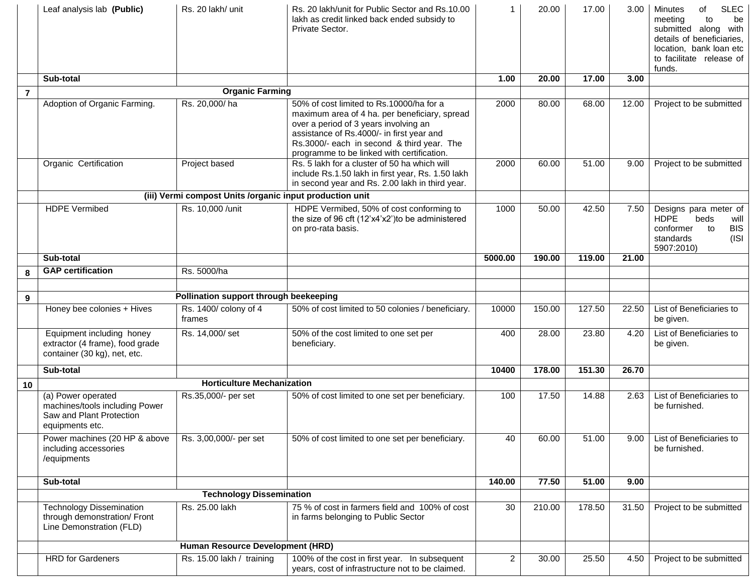| | | | | | | | | |
|---|---|---|---|---|---|---|---|---|
| | Leaf analysis lab **(Public)** | Rs. 20 lakh/ unit | Rs. 20 lakh/unit for Public Sector and Rs.10.00 lakh as credit linked back ended subsidy to Private Sector. | 1 | 20.00 | 17.00 | 3.00 | Minutes of SLEC meeting to be submitted along with details of beneficiaries, location, bank loan etc to facilitate release of funds. |
| | **Sub-total** | | | **1.00** | **20.00** | **17.00** | **3.00** | |
| **7** | **Organic Farming** | | | | | | | |
| | Adoption of Organic Farming. | Rs. 20,000/ ha | 50% of cost limited to Rs.10000/ha for a maximum area of 4 ha. per beneficiary, spread over a period of 3 years involving an assistance of Rs.4000/- in first year and Rs.3000/- each in second & third year. The programme to be linked with certification. | 2000 | 80.00 | 68.00 | 12.00 | Project to be submitted |
| | Organic Certification | Project based | Rs. 5 lakh for a cluster of 50 ha which will include Rs.1.50 lakh in first year, Rs. 1.50 lakh in second year and Rs. 2.00 lakh in third year. | 2000 | 60.00 | 51.00 | 9.00 | Project to be submitted |
| | **(iii) Vermi compost Units /organic input production unit** | | | | | | | |
| | HDPE Vermibed | Rs. 10,000 /unit | HDPE Vermibed, 50% of cost conforming to the size of 96 cft (12'x4'x2')to be administered on pro-rata basis. | 1000 | 50.00 | 42.50 | 7.50 | Designs para meter of HDPE beds will conformer to BIS standards (ISI 5907:2010) |
| | **Sub-total** | | | **5000.00** | **190.00** | **119.00** | **21.00** | |
| **8** | **GAP certification** | Rs. 5000/ha | | | | | | |
| | | | | | | | | |
| **9** | **Pollination support through beekeeping** | | | | | | | |
| | Honey bee colonies + Hives | Rs. 1400/ colony of 4 frames | 50% of cost limited to 50 colonies / beneficiary. | 10000 | 150.00 | 127.50 | 22.50 | List of Beneficiaries to be given. |
| | Equipment including honey extractor (4 frame), food grade container (30 kg), net, etc. | Rs. 14,000/ set | 50% of the cost limited to one set per beneficiary. | 400 | 28.00 | 23.80 | 4.20 | List of Beneficiaries to be given. |
| | **Sub-total** | | | **10400** | **178.00** | **151.30** | **26.70** | |
| **10** | **Horticulture Mechanization** | | | | | | | |
| | (a) Power operated machines/tools including Power Saw and Plant Protection equipments etc. | Rs.35,000/- per set | 50% of cost limited to one set per beneficiary. | 100 | 17.50 | 14.88 | 2.63 | List of Beneficiaries to be furnished. |
| | Power machines (20 HP & above including accessories /equipments | Rs. 3,00,000/- per set | 50% of cost limited to one set per beneficiary. | 40 | 60.00 | 51.00 | 9.00 | List of Beneficiaries to be furnished. |
| | **Sub-total** | | | **140.00** | **77.50** | **51.00** | **9.00** | |
| | **Technology Dissemination** | | | | | | | |
| | Technology Dissemination through demonstration/ Front Line Demonstration (FLD) | Rs. 25.00 lakh | 75 % of cost in farmers field and 100% of cost in farms belonging to Public Sector | 30 | 210.00 | 178.50 | 31.50 | Project to be submitted |
| | **Human Resource Development (HRD)** | | | | | | | |
| | HRD for Gardeners | Rs. 15.00 lakh / training | 100% of the cost in first year. In subsequent years, cost of infrastructure not to be claimed. | 2 | 30.00 | 25.50 | 4.50 | Project to be submitted |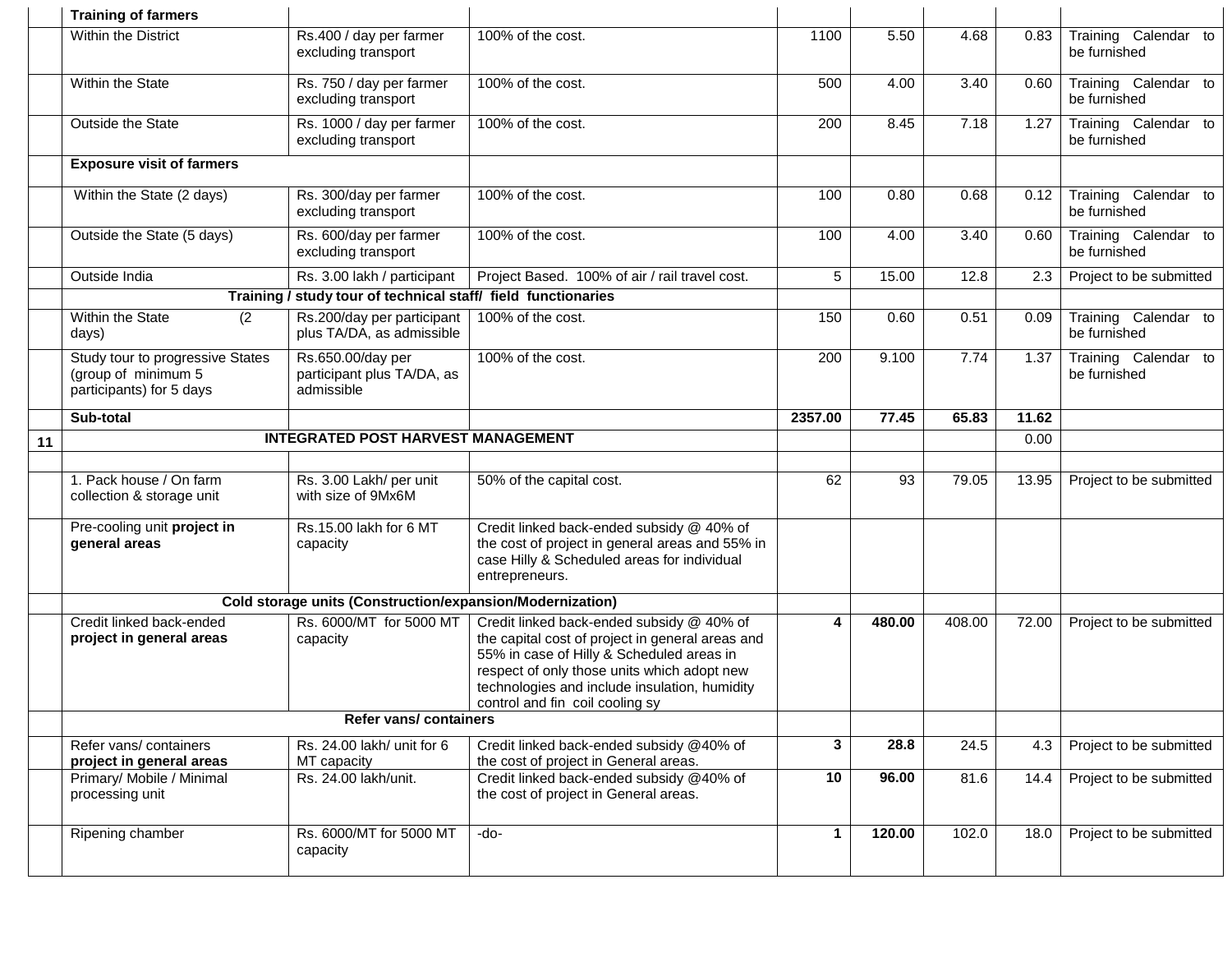| | Training of farmers | | | | | | | |
|---|---|---|---|---|---|---|---|---|
| | Within the District | Rs.400 / day per farmer excluding transport | 100% of the cost. | 1100 | 5.50 | 4.68 | 0.83 | Training Calendar to be furnished |
| | Within the State | Rs. 750 / day per farmer excluding transport | 100% of the cost. | 500 | 4.00 | 3.40 | 0.60 | Training Calendar to be furnished |
| | Outside the State | Rs. 1000 / day per farmer excluding transport | 100% of the cost. | 200 | 8.45 | 7.18 | 1.27 | Training Calendar to be furnished |
| | **Exposure visit of farmers** | | | | | | | |
| | Within the State (2 days) | Rs. 300/day per farmer excluding transport | 100% of the cost. | 100 | 0.80 | 0.68 | 0.12 | Training Calendar to be furnished |
| | Outside the State (5 days) | Rs. 600/day per farmer excluding transport | 100% of the cost. | 100 | 4.00 | 3.40 | 0.60 | Training Calendar to be furnished |
| | Outside India | Rs. 3.00 lakh / participant | Project Based. 100% of air / rail travel cost. | 5 | 15.00 | 12.8 | 2.3 | Project to be submitted |
| | **Training / study tour of technical staff/ field functionaries** | | | | | | | |
| | Within the State (2 days) | Rs.200/day per participant plus TA/DA, as admissible | 100% of the cost. | 150 | 0.60 | 0.51 | 0.09 | Training Calendar to be furnished |
| | Study tour to progressive States (group of minimum 5 participants) for 5 days | Rs.650.00/day per participant plus TA/DA, as admissible | 100% of the cost. | 200 | 9.100 | 7.74 | 1.37 | Training Calendar to be furnished |
| | **Sub-total** | | | **2357.00** | **77.45** | **65.83** | **11.62** | |
| **11** | **INTEGRATED POST HARVEST MANAGEMENT** | | | | | | 0.00 | |
| | | | | | | | | |
| | 1. Pack house / On farm collection & storage unit | Rs. 3.00 Lakh/ per unit with size of 9Mx6M | 50% of the capital cost. | 62 | 93 | 79.05 | 13.95 | Project to be submitted |
| | Pre-cooling unit **project in general areas** | Rs.15.00 lakh for 6 MT capacity | Credit linked back-ended subsidy @ 40% of the cost of project in general areas and 55% in case Hilly & Scheduled areas for individual entrepreneurs. | | | | | |
| | **Cold storage units (Construction/expansion/Modernization)** | | | | | | | |
| | Credit linked back-ended **project in general areas** | Rs. 6000/MT for 5000 MT capacity | Credit linked back-ended subsidy @ 40% of the capital cost of project in general areas and 55% in case of Hilly & Scheduled areas in respect of only those units which adopt new technologies and include insulation, humidity control and fin coil cooling sy | **4** | **480.00** | 408.00 | 72.00 | Project to be submitted |
| | **Refer vans/ containers** | | | | | | | |
| | Refer vans/ containers **project in general areas** | Rs. 24.00 lakh/ unit for 6 MT capacity | Credit linked back-ended subsidy @40% of the cost of project in General areas. | **3** | **28.8** | 24.5 | 4.3 | Project to be submitted |
| | Primary/ Mobile / Minimal processing unit | Rs. 24.00 lakh/unit. | Credit linked back-ended subsidy @40% of the cost of project in General areas. | **10** | **96.00** | 81.6 | 14.4 | Project to be submitted |
| | Ripening chamber | Rs. 6000/MT for 5000 MT capacity | -do- | **1** | **120.00** | 102.0 | 18.0 | Project to be submitted |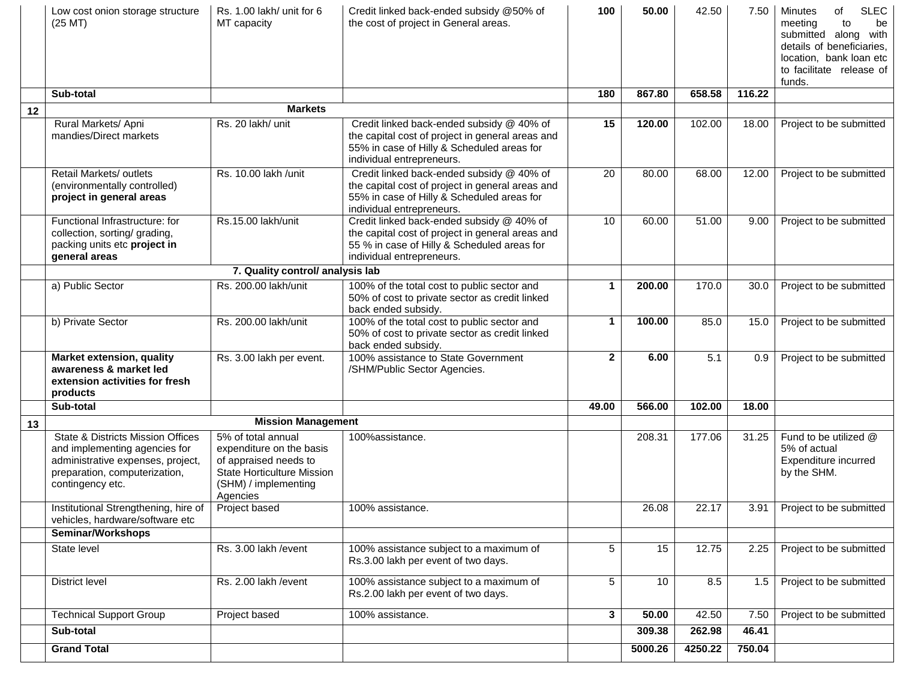| | | | | | | | | |
|---|---|---|---|---|---|---|---|---|
| | Low cost onion storage structure (25 MT) | Rs. 1.00 lakh/ unit for 6 MT capacity | Credit linked back-ended subsidy @50% of the cost of project in General areas. | **100** | **50.00** | 42.50 | 7.50 | Minutes of SLEC meeting to be submitted along with details of beneficiaries, location, bank loan etc to facilitate release of funds. |
| | **Sub-total** | | | **180** | **867.80** | **658.58** | **116.22** | |
| **12** | **Markets** | | | | | | | |
| | Rural Markets/ Apni mandies/Direct markets | Rs. 20 lakh/ unit | Credit linked back-ended subsidy @ 40% of the capital cost of project in general areas and 55% in case of Hilly & Scheduled areas for individual entrepreneurs. | **15** | **120.00** | 102.00 | 18.00 | Project to be submitted |
| | Retail Markets/ outlets (environmentally controlled) **project in general areas** | Rs. 10.00 lakh /unit | Credit linked back-ended subsidy @ 40% of the capital cost of project in general areas and 55% in case of Hilly & Scheduled areas for individual entrepreneurs. | 20 | 80.00 | 68.00 | 12.00 | Project to be submitted |
| | Functional Infrastructure: for collection, sorting/ grading, packing units etc **project in general areas** | Rs.15.00 lakh/unit | Credit linked back-ended subsidy @ 40% of the capital cost of project in general areas and 55 % in case of Hilly & Scheduled areas for individual entrepreneurs. | 10 | 60.00 | 51.00 | 9.00 | Project to be submitted |
| | **7. Quality control/ analysis lab** | | | | | | | |
| | a) Public Sector | Rs. 200.00 lakh/unit | 100% of the total cost to public sector and 50% of cost to private sector as credit linked back ended subsidy. | **1** | **200.00** | 170.0 | 30.0 | Project to be submitted |
| | b) Private Sector | Rs. 200.00 lakh/unit | 100% of the total cost to public sector and 50% of cost to private sector as credit linked back ended subsidy. | **1** | **100.00** | 85.0 | 15.0 | Project to be submitted |
| | **Market extension, quality awareness & market led extension activities for fresh products** | Rs. 3.00 lakh per event. | 100% assistance to State Government /SHM/Public Sector Agencies. | **2** | **6.00** | 5.1 | 0.9 | Project to be submitted |
| | **Sub-total** | | | **49.00** | **566.00** | **102.00** | **18.00** | |
| **13** | **Mission Management** | | | | | | | |
| | State & Districts Mission Offices and implementing agencies for administrative expenses, project, preparation, computerization, contingency etc. | 5% of total annual expenditure on the basis of appraised needs to State Horticulture Mission (SHM) / implementing Agencies | 100%assistance. | | 208.31 | 177.06 | 31.25 | Fund to be utilized @ 5% of actual Expenditure incurred by the SHM. |
| | Institutional Strengthening, hire of vehicles, hardware/software etc | Project based | 100% assistance. | | 26.08 | 22.17 | 3.91 | Project to be submitted |
| | **Seminar/Workshops** | | | | | | | |
| | State level | Rs. 3.00 lakh /event | 100% assistance subject to a maximum of Rs.3.00 lakh per event of two days. | 5 | 15 | 12.75 | 2.25 | Project to be submitted |
| | District level | Rs. 2.00 lakh /event | 100% assistance subject to a maximum of Rs.2.00 lakh per event of two days. | 5 | 10 | 8.5 | 1.5 | Project to be submitted |
| | Technical Support Group | Project based | 100% assistance. | **3** | **50.00** | 42.50 | 7.50 | Project to be submitted |
| | **Sub-total** | | | | **309.38** | **262.98** | **46.41** | |
| | **Grand Total** | | | | **5000.26** | **4250.22** | **750.04** | |